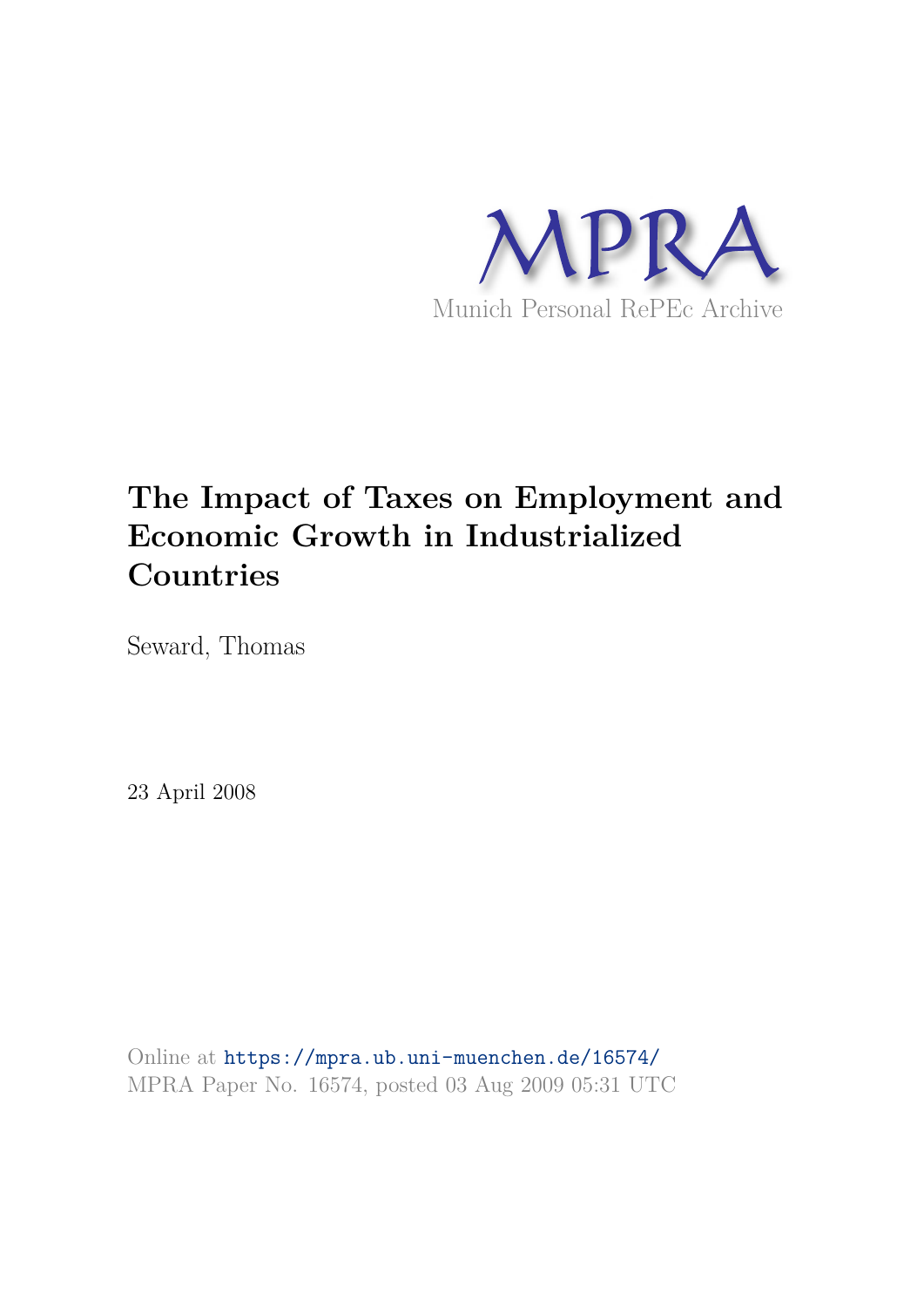MPRA

Munich Personal RePEc Archive

# The Impact of Taxes on Employment and Economic Growth in Industrialized Countries

Seward, Thomas

23 April 2008

Online at https://mpra.ub.uni-muenchen.de/16574/
MPRA Paper No. 16574, posted 03 Aug 2009 05:31 UTC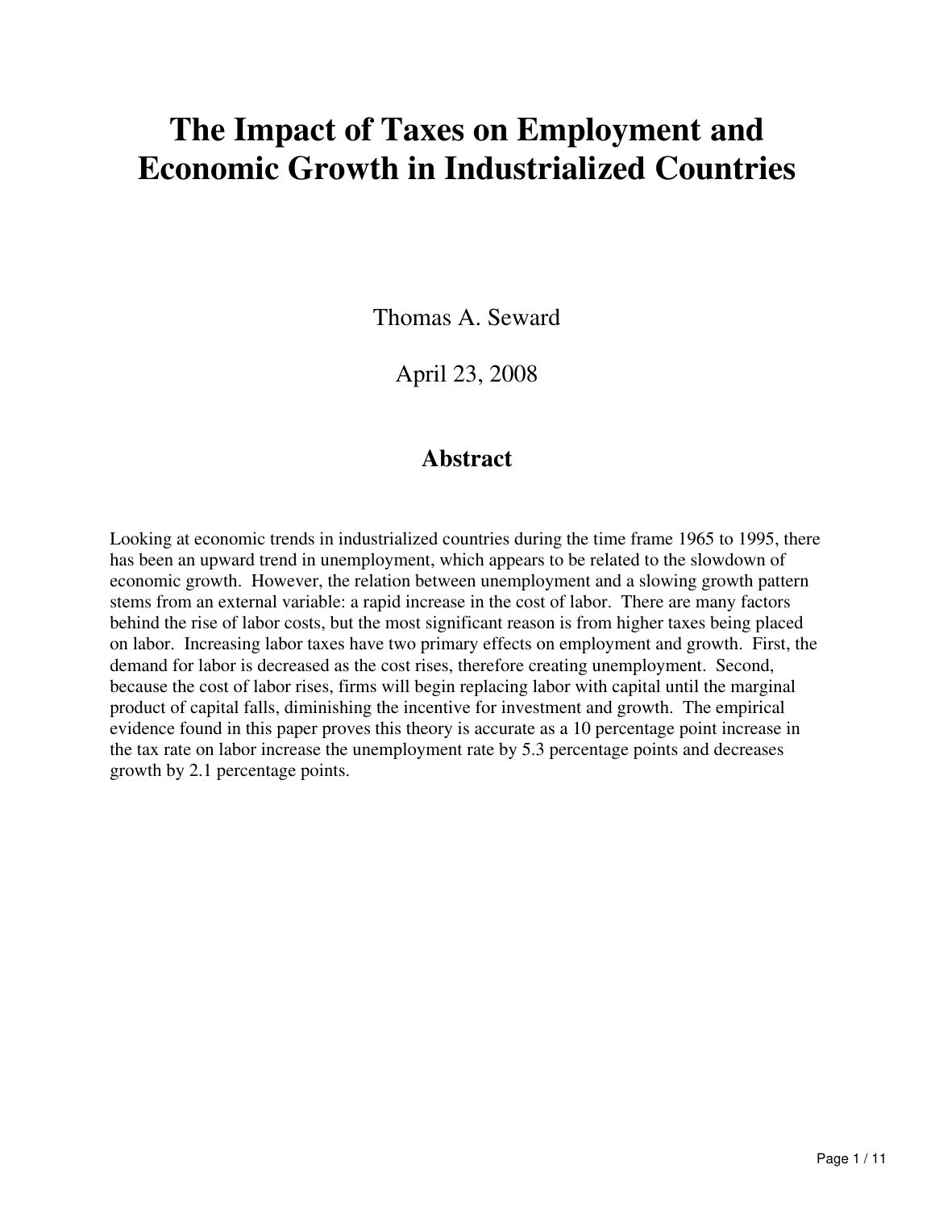# The Impact of Taxes on Employment and Economic Growth in Industrialized Countries

Thomas A. Seward

April 23, 2008

## Abstract

Looking at economic trends in industrialized countries during the time frame 1965 to 1995, there has been an upward trend in unemployment, which appears to be related to the slowdown of economic growth. However, the relation between unemployment and a slowing growth pattern stems from an external variable: a rapid increase in the cost of labor. There are many factors behind the rise of labor costs, but the most significant reason is from higher taxes being placed on labor. Increasing labor taxes have two primary effects on employment and growth. First, the demand for labor is decreased as the cost rises, therefore creating unemployment. Second, because the cost of labor rises, firms will begin replacing labor with capital until the marginal product of capital falls, diminishing the incentive for investment and growth. The empirical evidence found in this paper proves this theory is accurate as a 10 percentage point increase in the tax rate on labor increase the unemployment rate by 5.3 percentage points and decreases growth by 2.1 percentage points.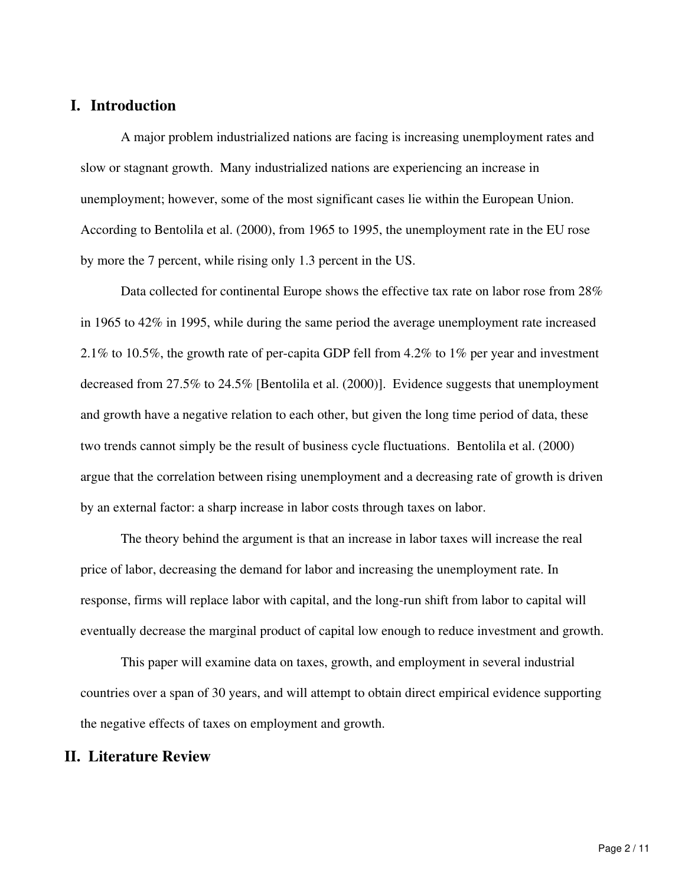## I. Introduction

A major problem industrialized nations are facing is increasing unemployment rates and slow or stagnant growth. Many industrialized nations are experiencing an increase in unemployment; however, some of the most significant cases lie within the European Union. According to Bentolila et al. (2000), from 1965 to 1995, the unemployment rate in the EU rose by more the 7 percent, while rising only 1.3 percent in the US.

Data collected for continental Europe shows the effective tax rate on labor rose from 28% in 1965 to 42% in 1995, while during the same period the average unemployment rate increased 2.1% to 10.5%, the growth rate of per-capita GDP fell from 4.2% to 1% per year and investment decreased from 27.5% to 24.5% [Bentolila et al. (2000)]. Evidence suggests that unemployment and growth have a negative relation to each other, but given the long time period of data, these two trends cannot simply be the result of business cycle fluctuations. Bentolila et al. (2000) argue that the correlation between rising unemployment and a decreasing rate of growth is driven by an external factor: a sharp increase in labor costs through taxes on labor.

The theory behind the argument is that an increase in labor taxes will increase the real price of labor, decreasing the demand for labor and increasing the unemployment rate. In response, firms will replace labor with capital, and the long-run shift from labor to capital will eventually decrease the marginal product of capital low enough to reduce investment and growth.

This paper will examine data on taxes, growth, and employment in several industrial countries over a span of 30 years, and will attempt to obtain direct empirical evidence supporting the negative effects of taxes on employment and growth.

## II. Literature Review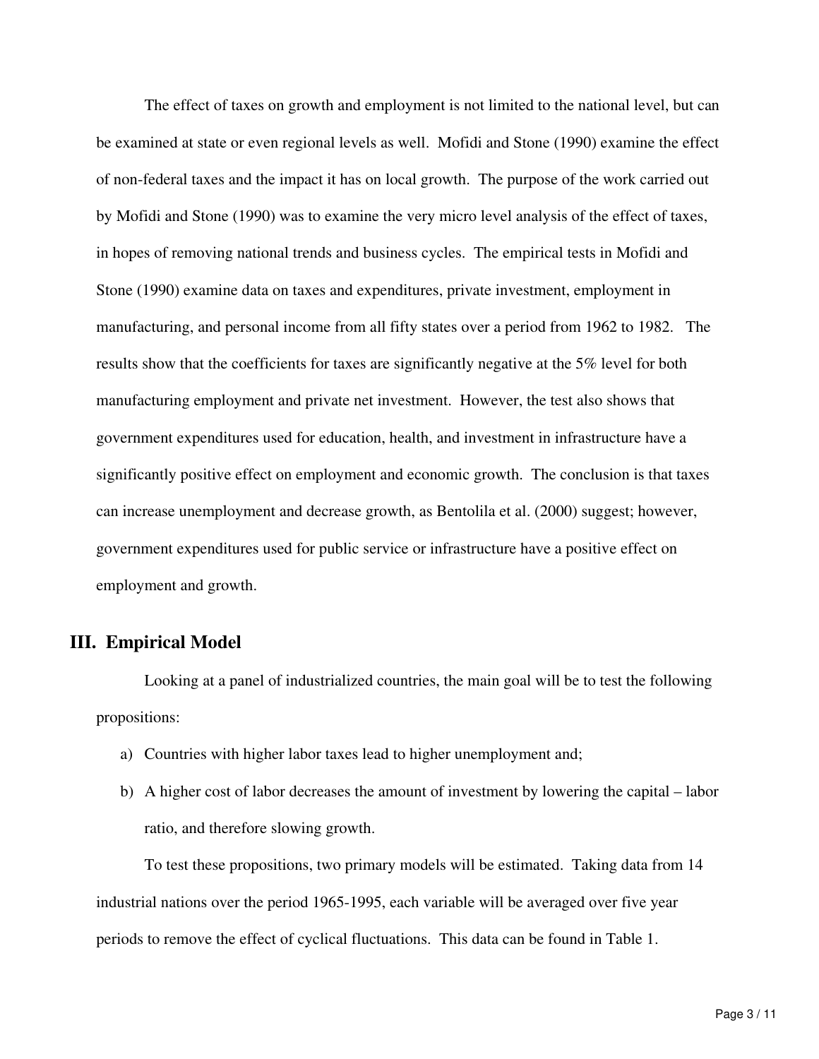The effect of taxes on growth and employment is not limited to the national level, but can be examined at state or even regional levels as well. Mofidi and Stone (1990) examine the effect of non-federal taxes and the impact it has on local growth. The purpose of the work carried out by Mofidi and Stone (1990) was to examine the very micro level analysis of the effect of taxes, in hopes of removing national trends and business cycles. The empirical tests in Mofidi and Stone (1990) examine data on taxes and expenditures, private investment, employment in manufacturing, and personal income from all fifty states over a period from 1962 to 1982. The results show that the coefficients for taxes are significantly negative at the 5% level for both manufacturing employment and private net investment. However, the test also shows that government expenditures used for education, health, and investment in infrastructure have a significantly positive effect on employment and economic growth. The conclusion is that taxes can increase unemployment and decrease growth, as Bentolila et al. (2000) suggest; however, government expenditures used for public service or infrastructure have a positive effect on employment and growth.

## III. Empirical Model

Looking at a panel of industrialized countries, the main goal will be to test the following propositions:

a) Countries with higher labor taxes lead to higher unemployment and;
b) A higher cost of labor decreases the amount of investment by lowering the capital – labor ratio, and therefore slowing growth.

To test these propositions, two primary models will be estimated. Taking data from 14 industrial nations over the period 1965-1995, each variable will be averaged over five year periods to remove the effect of cyclical fluctuations. This data can be found in Table 1.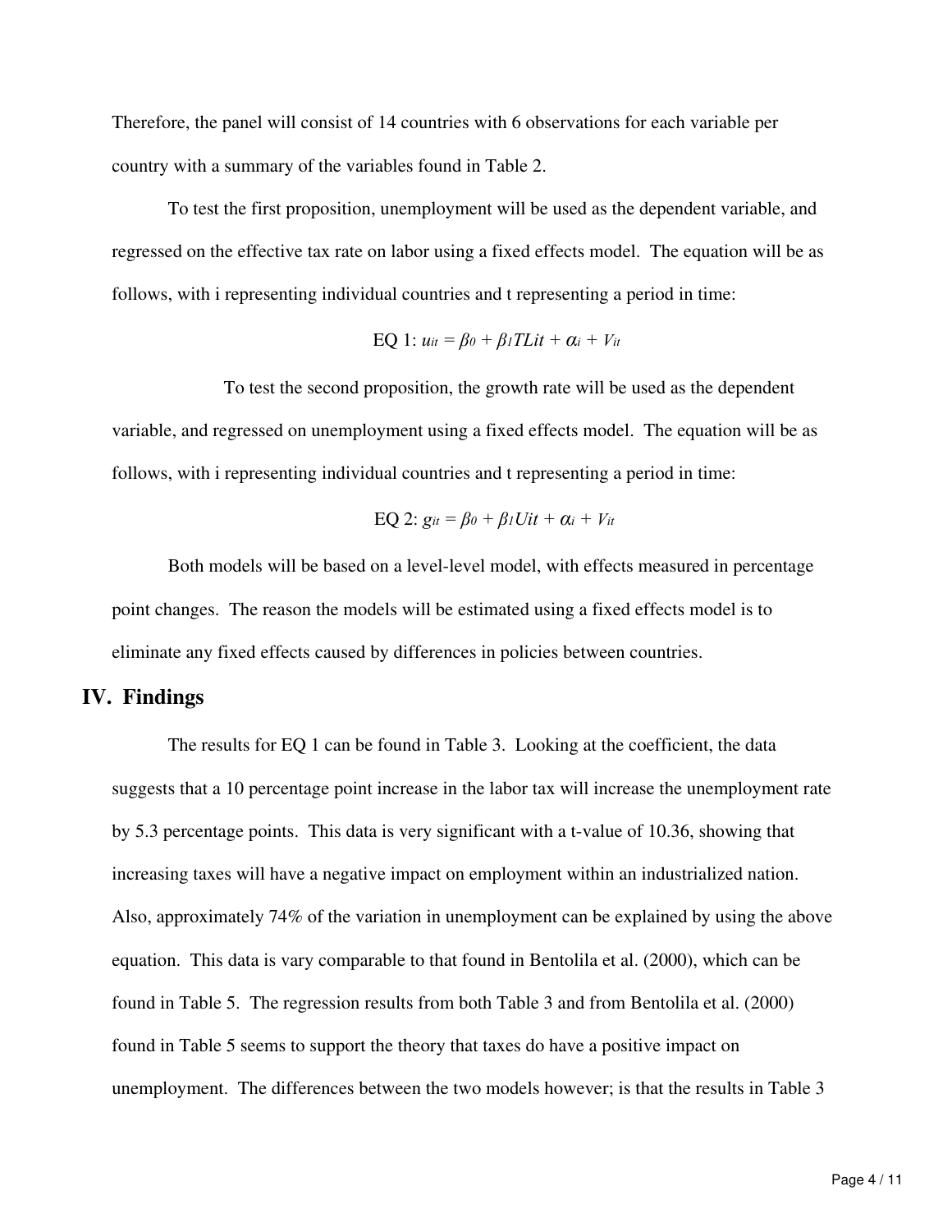Therefore, the panel will consist of 14 countries with 6 observations for each variable per country with a summary of the variables found in Table 2.

To test the first proposition, unemployment will be used as the dependent variable, and regressed on the effective tax rate on labor using a fixed effects model. The equation will be as follows, with i representing individual countries and t representing a period in time:

$$\text{EQ 1: } u_{it} = \beta_0 + \beta_1 TL_{it} + \alpha_i + V_{it}$$

To test the second proposition, the growth rate will be used as the dependent variable, and regressed on unemployment using a fixed effects model. The equation will be as follows, with i representing individual countries and t representing a period in time:

$$\text{EQ 2: } g_{it} = \beta_0 + \beta_1 U_{it} + \alpha_i + V_{it}$$

Both models will be based on a level-level model, with effects measured in percentage point changes. The reason the models will be estimated using a fixed effects model is to eliminate any fixed effects caused by differences in policies between countries.

## IV. Findings

The results for EQ 1 can be found in Table 3. Looking at the coefficient, the data suggests that a 10 percentage point increase in the labor tax will increase the unemployment rate by 5.3 percentage points. This data is very significant with a t-value of 10.36, showing that increasing taxes will have a negative impact on employment within an industrialized nation. Also, approximately 74% of the variation in unemployment can be explained by using the above equation. This data is vary comparable to that found in Bentolila et al. (2000), which can be found in Table 5. The regression results from both Table 3 and from Bentolila et al. (2000) found in Table 5 seems to support the theory that taxes do have a positive impact on unemployment. The differences between the two models however; is that the results in Table 3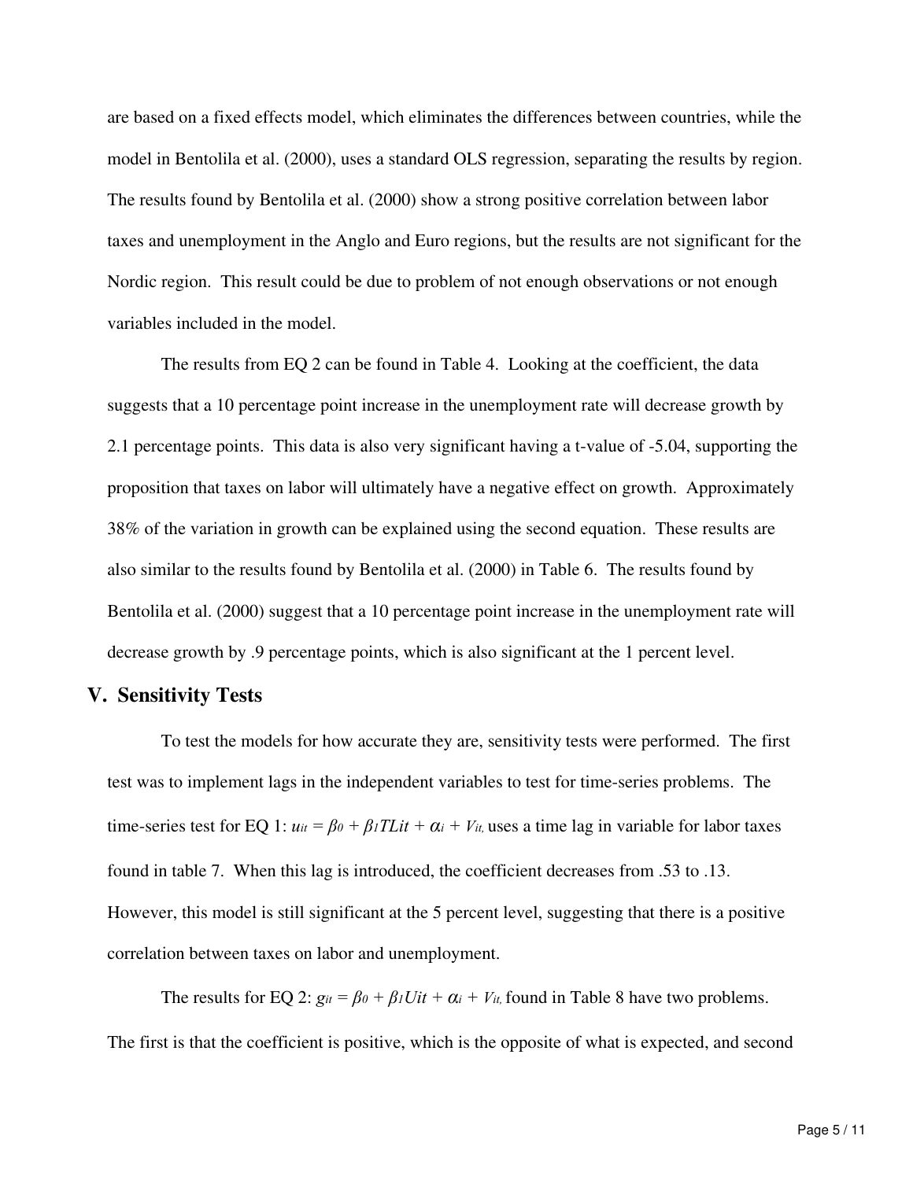are based on a fixed effects model, which eliminates the differences between countries, while the model in Bentolila et al. (2000), uses a standard OLS regression, separating the results by region. The results found by Bentolila et al. (2000) show a strong positive correlation between labor taxes and unemployment in the Anglo and Euro regions, but the results are not significant for the Nordic region. This result could be due to problem of not enough observations or not enough variables included in the model.

The results from EQ 2 can be found in Table 4. Looking at the coefficient, the data suggests that a 10 percentage point increase in the unemployment rate will decrease growth by 2.1 percentage points. This data is also very significant having a t-value of -5.04, supporting the proposition that taxes on labor will ultimately have a negative effect on growth. Approximately 38% of the variation in growth can be explained using the second equation. These results are also similar to the results found by Bentolila et al. (2000) in Table 6. The results found by Bentolila et al. (2000) suggest that a 10 percentage point increase in the unemployment rate will decrease growth by .9 percentage points, which is also significant at the 1 percent level.

## V. Sensitivity Tests

To test the models for how accurate they are, sensitivity tests were performed. The first test was to implement lags in the independent variables to test for time-series problems. The time-series test for EQ 1: $u_{it} = \beta_0 + \beta_1 TLit + \alpha_i + V_{it,}$ uses a time lag in variable for labor taxes found in table 7. When this lag is introduced, the coefficient decreases from .53 to .13. However, this model is still significant at the 5 percent level, suggesting that there is a positive correlation between taxes on labor and unemployment.

The results for EQ 2: $g_{it} = \beta_0 + \beta_1 Uit + \alpha_i + V_{it,}$ found in Table 8 have two problems. The first is that the coefficient is positive, which is the opposite of what is expected, and second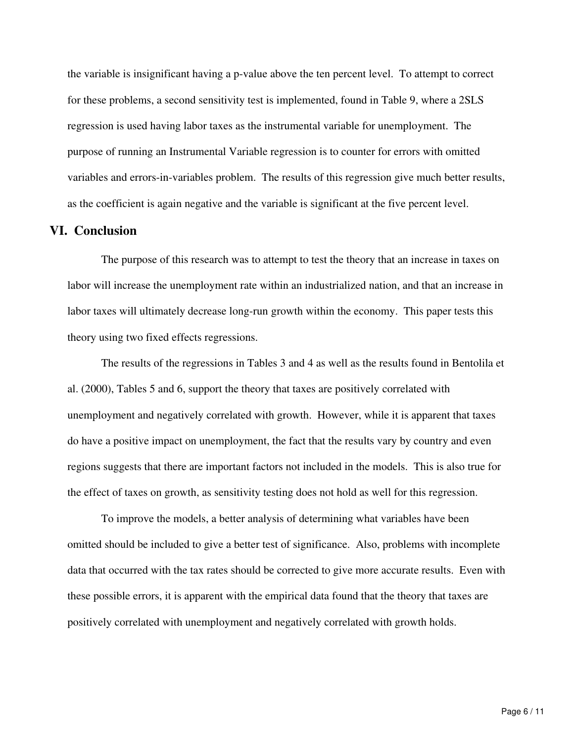the variable is insignificant having a p-value above the ten percent level. To attempt to correct for these problems, a second sensitivity test is implemented, found in Table 9, where a 2SLS regression is used having labor taxes as the instrumental variable for unemployment. The purpose of running an Instrumental Variable regression is to counter for errors with omitted variables and errors-in-variables problem. The results of this regression give much better results, as the coefficient is again negative and the variable is significant at the five percent level.

## VI. Conclusion

The purpose of this research was to attempt to test the theory that an increase in taxes on labor will increase the unemployment rate within an industrialized nation, and that an increase in labor taxes will ultimately decrease long-run growth within the economy. This paper tests this theory using two fixed effects regressions.

The results of the regressions in Tables 3 and 4 as well as the results found in Bentolila et al. (2000), Tables 5 and 6, support the theory that taxes are positively correlated with unemployment and negatively correlated with growth. However, while it is apparent that taxes do have a positive impact on unemployment, the fact that the results vary by country and even regions suggests that there are important factors not included in the models. This is also true for the effect of taxes on growth, as sensitivity testing does not hold as well for this regression.

To improve the models, a better analysis of determining what variables have been omitted should be included to give a better test of significance. Also, problems with incomplete data that occurred with the tax rates should be corrected to give more accurate results. Even with these possible errors, it is apparent with the empirical data found that the theory that taxes are positively correlated with unemployment and negatively correlated with growth holds.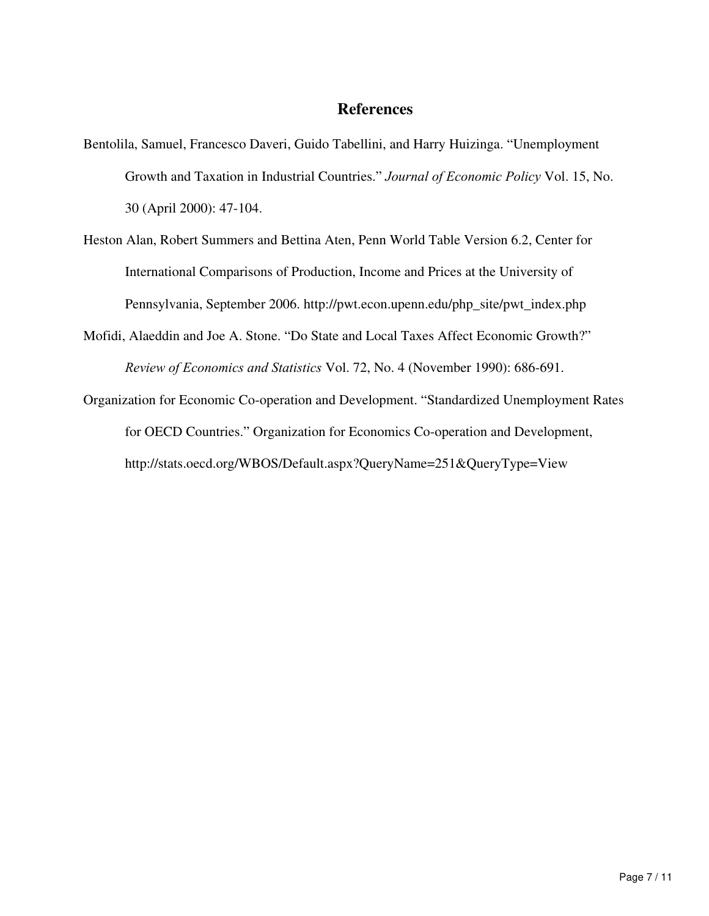## References

Bentolila, Samuel, Francesco Daveri, Guido Tabellini, and Harry Huizinga. "Unemployment Growth and Taxation in Industrial Countries." *Journal of Economic Policy* Vol. 15, No. 30 (April 2000): 47-104.

Heston Alan, Robert Summers and Bettina Aten, Penn World Table Version 6.2, Center for International Comparisons of Production, Income and Prices at the University of Pennsylvania, September 2006. http://pwt.econ.upenn.edu/php_site/pwt_index.php

Mofidi, Alaeddin and Joe A. Stone. "Do State and Local Taxes Affect Economic Growth?" *Review of Economics and Statistics* Vol. 72, No. 4 (November 1990): 686-691.

Organization for Economic Co-operation and Development. "Standardized Unemployment Rates for OECD Countries." Organization for Economics Co-operation and Development, http://stats.oecd.org/WBOS/Default.aspx?QueryName=251&QueryType=View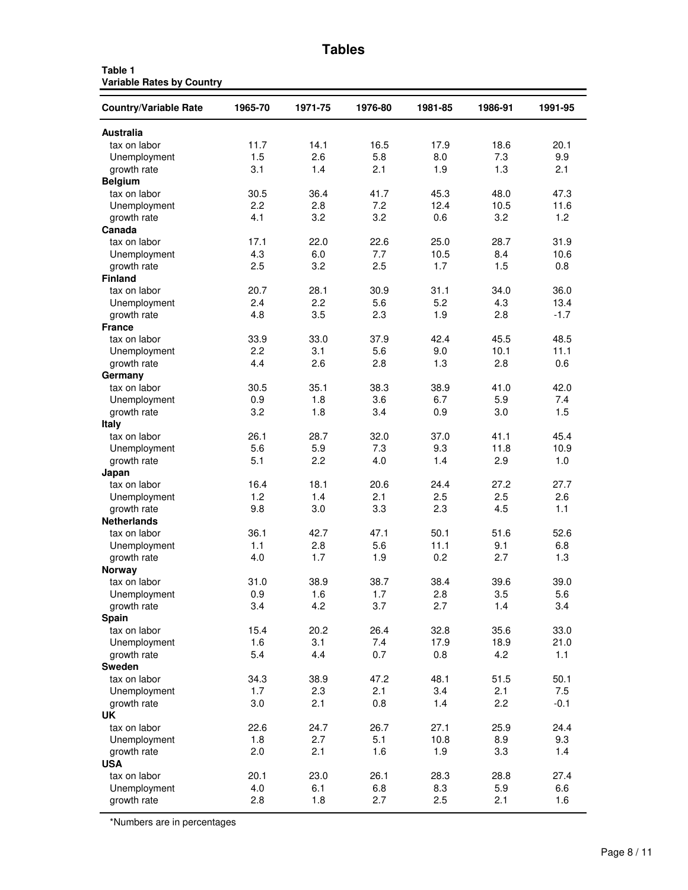# Tables

**Table 1**
**Variable Rates by Country**

| Country/Variable Rate | 1965-70 | 1971-75 | 1976-80 | 1981-85 | 1986-91 | 1991-95 |
|---|---|---|---|---|---|---|
| **Australia** | | | | | | |
| tax on labor | 11.7 | 14.1 | 16.5 | 17.9 | 18.6 | 20.1 |
| Unemployment | 1.5 | 2.6 | 5.8 | 8.0 | 7.3 | 9.9 |
| growth rate | 3.1 | 1.4 | 2.1 | 1.9 | 1.3 | 2.1 |
| **Belgium** | | | | | | |
| tax on labor | 30.5 | 36.4 | 41.7 | 45.3 | 48.0 | 47.3 |
| Unemployment | 2.2 | 2.8 | 7.2 | 12.4 | 10.5 | 11.6 |
| growth rate | 4.1 | 3.2 | 3.2 | 0.6 | 3.2 | 1.2 |
| **Canada** | | | | | | |
| tax on labor | 17.1 | 22.0 | 22.6 | 25.0 | 28.7 | 31.9 |
| Unemployment | 4.3 | 6.0 | 7.7 | 10.5 | 8.4 | 10.6 |
| growth rate | 2.5 | 3.2 | 2.5 | 1.7 | 1.5 | 0.8 |
| **Finland** | | | | | | |
| tax on labor | 20.7 | 28.1 | 30.9 | 31.1 | 34.0 | 36.0 |
| Unemployment | 2.4 | 2.2 | 5.6 | 5.2 | 4.3 | 13.4 |
| growth rate | 4.8 | 3.5 | 2.3 | 1.9 | 2.8 | -1.7 |
| **France** | | | | | | |
| tax on labor | 33.9 | 33.0 | 37.9 | 42.4 | 45.5 | 48.5 |
| Unemployment | 2.2 | 3.1 | 5.6 | 9.0 | 10.1 | 11.1 |
| growth rate | 4.4 | 2.6 | 2.8 | 1.3 | 2.8 | 0.6 |
| **Germany** | | | | | | |
| tax on labor | 30.5 | 35.1 | 38.3 | 38.9 | 41.0 | 42.0 |
| Unemployment | 0.9 | 1.8 | 3.6 | 6.7 | 5.9 | 7.4 |
| growth rate | 3.2 | 1.8 | 3.4 | 0.9 | 3.0 | 1.5 |
| **Italy** | | | | | | |
| tax on labor | 26.1 | 28.7 | 32.0 | 37.0 | 41.1 | 45.4 |
| Unemployment | 5.6 | 5.9 | 7.3 | 9.3 | 11.8 | 10.9 |
| growth rate | 5.1 | 2.2 | 4.0 | 1.4 | 2.9 | 1.0 |
| **Japan** | | | | | | |
| tax on labor | 16.4 | 18.1 | 20.6 | 24.4 | 27.2 | 27.7 |
| Unemployment | 1.2 | 1.4 | 2.1 | 2.5 | 2.5 | 2.6 |
| growth rate | 9.8 | 3.0 | 3.3 | 2.3 | 4.5 | 1.1 |
| **Netherlands** | | | | | | |
| tax on labor | 36.1 | 42.7 | 47.1 | 50.1 | 51.6 | 52.6 |
| Unemployment | 1.1 | 2.8 | 5.6 | 11.1 | 9.1 | 6.8 |
| growth rate | 4.0 | 1.7 | 1.9 | 0.2 | 2.7 | 1.3 |
| **Norway** | | | | | | |
| tax on labor | 31.0 | 38.9 | 38.7 | 38.4 | 39.6 | 39.0 |
| Unemployment | 0.9 | 1.6 | 1.7 | 2.8 | 3.5 | 5.6 |
| growth rate | 3.4 | 4.2 | 3.7 | 2.7 | 1.4 | 3.4 |
| **Spain** | | | | | | |
| tax on labor | 15.4 | 20.2 | 26.4 | 32.8 | 35.6 | 33.0 |
| Unemployment | 1.6 | 3.1 | 7.4 | 17.9 | 18.9 | 21.0 |
| growth rate | 5.4 | 4.4 | 0.7 | 0.8 | 4.2 | 1.1 |
| **Sweden** | | | | | | |
| tax on labor | 34.3 | 38.9 | 47.2 | 48.1 | 51.5 | 50.1 |
| Unemployment | 1.7 | 2.3 | 2.1 | 3.4 | 2.1 | 7.5 |
| growth rate | 3.0 | 2.1 | 0.8 | 1.4 | 2.2 | -0.1 |
| **UK** | | | | | | |
| tax on labor | 22.6 | 24.7 | 26.7 | 27.1 | 25.9 | 24.4 |
| Unemployment | 1.8 | 2.7 | 5.1 | 10.8 | 8.9 | 9.3 |
| growth rate | 2.0 | 2.1 | 1.6 | 1.9 | 3.3 | 1.4 |
| **USA** | | | | | | |
| tax on labor | 20.1 | 23.0 | 26.1 | 28.3 | 28.8 | 27.4 |
| Unemployment | 4.0 | 6.1 | 6.8 | 8.3 | 5.9 | 6.6 |
| growth rate | 2.8 | 1.8 | 2.7 | 2.5 | 2.1 | 1.6 |

*Numbers are in percentages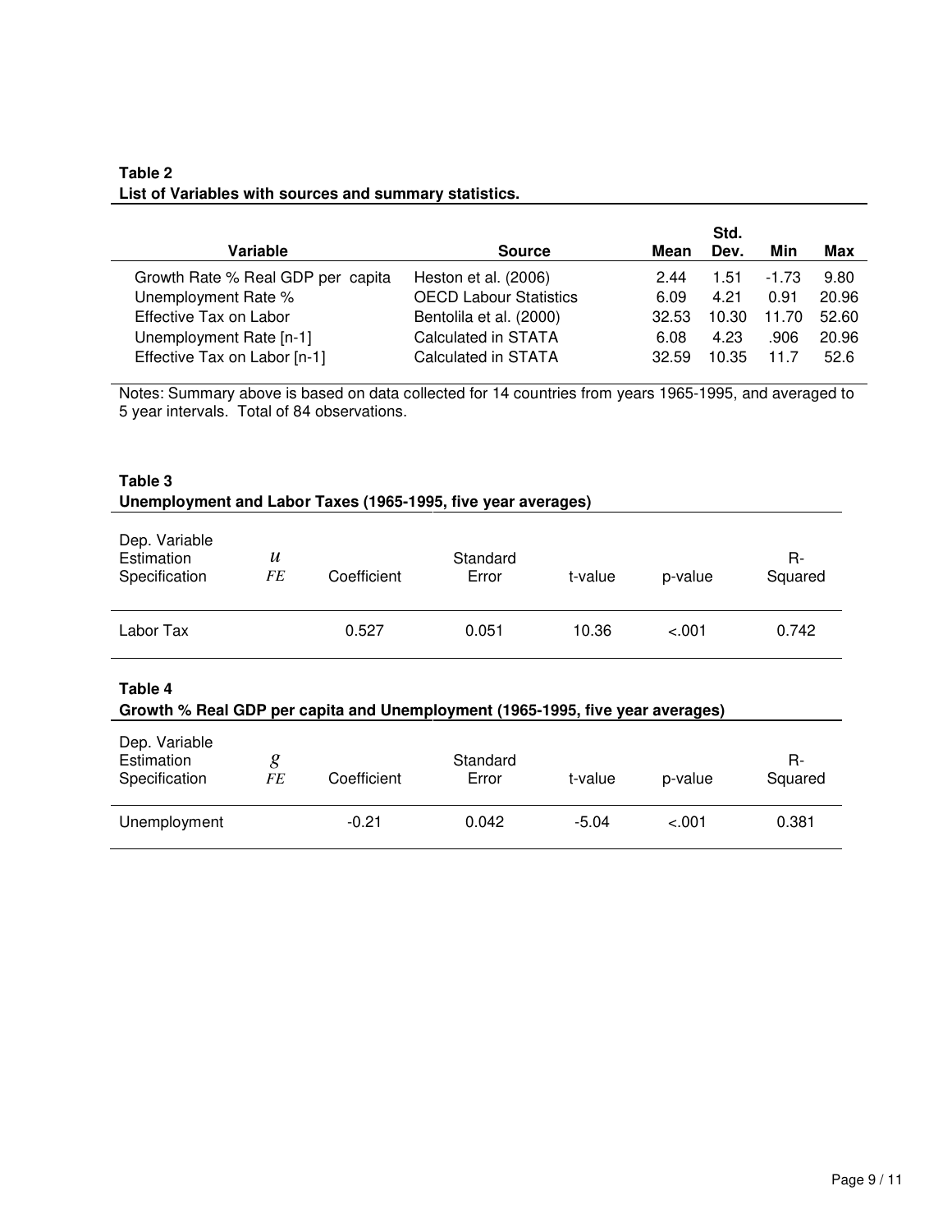**Table 2**
**List of Variables with sources and summary statistics.**

| Variable | Source | Mean | Std. Dev. | Min | Max |
|---|---|---|---|---|---|
| Growth Rate % Real GDP per capita | Heston et al. (2006) | 2.44 | 1.51 | -1.73 | 9.80 |
| Unemployment Rate % | OECD Labour Statistics | 6.09 | 4.21 | 0.91 | 20.96 |
| Effective Tax on Labor | Bentolila et al. (2000) | 32.53 | 10.30 | 11.70 | 52.60 |
| Unemployment Rate [n-1] | Calculated in STATA | 6.08 | 4.23 | .906 | 20.96 |
| Effective Tax on Labor [n-1] | Calculated in STATA | 32.59 | 10.35 | 11.7 | 52.6 |

Notes: Summary above is based on data collected for 14 countries from years 1965-1995, and averaged to 5 year intervals. Total of 84 observations.

**Table 3**
**Unemployment and Labor Taxes (1965-1995, five year averages)**

| Dep. Variable<br>Estimation<br>Specification | $u$<br>*FE* | Coefficient | Standard Error | t-value | p-value | R-Squared |
|---|---|---|---|---|---|---|
| Labor Tax | | 0.527 | 0.051 | 10.36 | <.001 | 0.742 |

**Table 4**
**Growth % Real GDP per capita and Unemployment (1965-1995, five year averages)**

| Dep. Variable<br>Estimation<br>Specification | $g$<br>*FE* | Coefficient | Standard Error | t-value | p-value | R-Squared |
|---|---|---|---|---|---|---|
| Unemployment | | -0.21 | 0.042 | -5.04 | <.001 | 0.381 |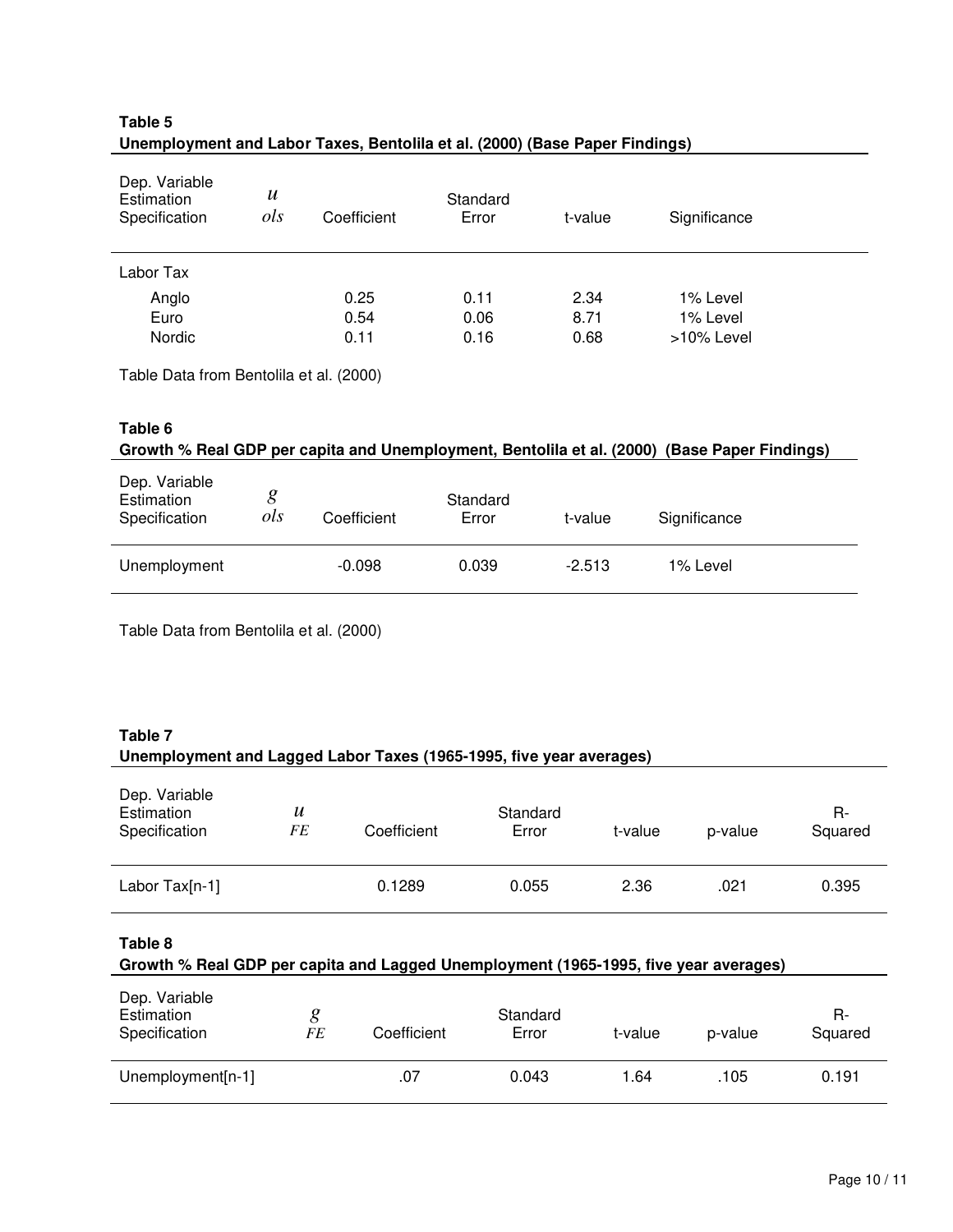**Table 5**
**Unemployment and Labor Taxes, Bentolila et al. (2000) (Base Paper Findings)**

| Dep. Variable<br>Estimation<br>Specification | $u$<br>$ols$ | Coefficient | Standard Error | t-value | Significance |
|---|---|---|---|---|---|
| Labor Tax | | | | | |
| Anglo | | 0.25 | 0.11 | 2.34 | 1% Level |
| Euro | | 0.54 | 0.06 | 8.71 | 1% Level |
| Nordic | | 0.11 | 0.16 | 0.68 | >10% Level |

Table Data from Bentolila et al. (2000)

**Table 6**
**Growth % Real GDP per capita and Unemployment, Bentolila et al. (2000) (Base Paper Findings)**

| Dep. Variable<br>Estimation<br>Specification | $g$<br>$ols$ | Coefficient | Standard Error | t-value | Significance |
|---|---|---|---|---|---|
| Unemployment | | -0.098 | 0.039 | -2.513 | 1% Level |

Table Data from Bentolila et al. (2000)

**Table 7**
**Unemployment and Lagged Labor Taxes (1965-1995, five year averages)**

| Dep. Variable<br>Estimation<br>Specification | $u$<br>$FE$ | Coefficient | Standard Error | t-value | p-value | R-Squared |
|---|---|---|---|---|---|---|
| Labor Tax[n-1] | | 0.1289 | 0.055 | 2.36 | .021 | 0.395 |

**Table 8**
**Growth % Real GDP per capita and Lagged Unemployment (1965-1995, five year averages)**

| Dep. Variable<br>Estimation<br>Specification | $g$<br>$FE$ | Coefficient | Standard Error | t-value | p-value | R-Squared |
|---|---|---|---|---|---|---|
| Unemployment[n-1] | | .07 | 0.043 | 1.64 | .105 | 0.191 |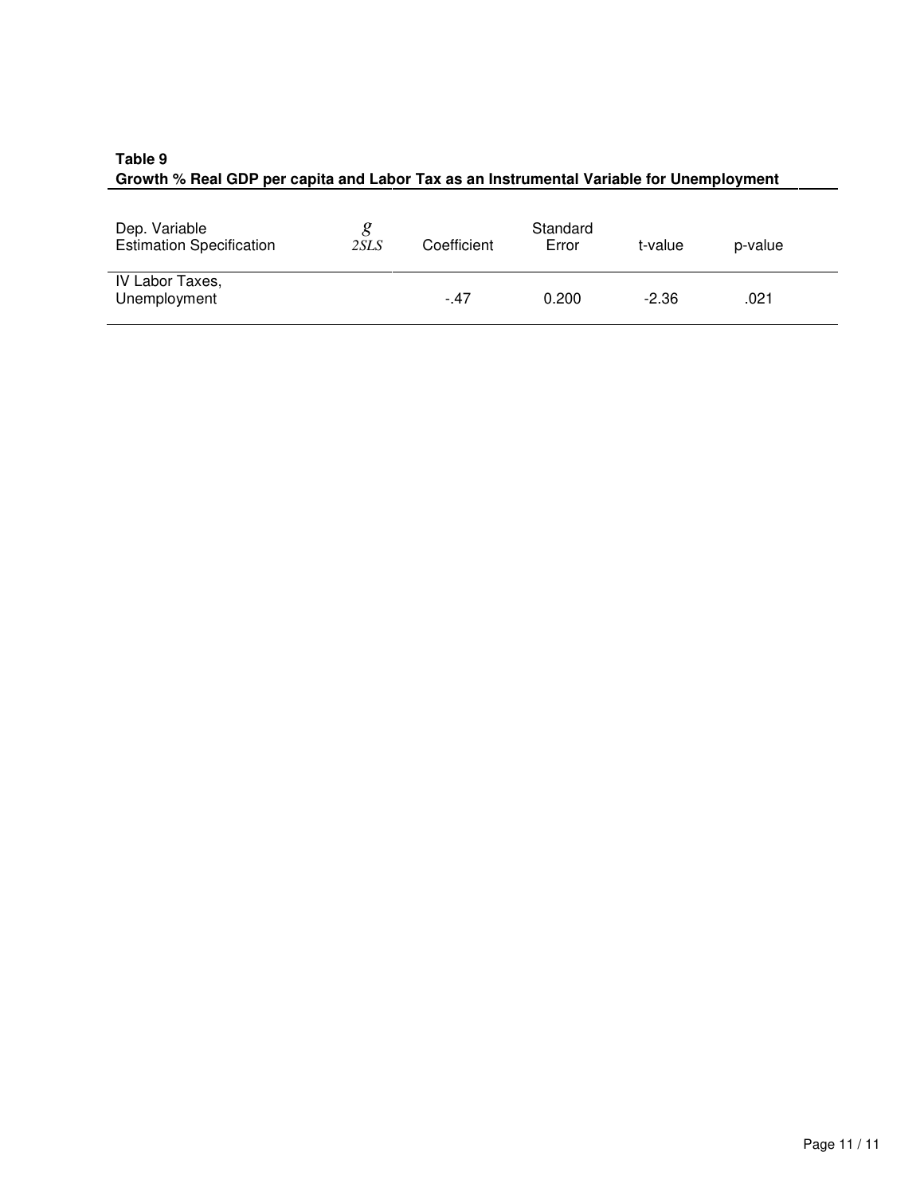**Table 9**
**Growth % Real GDP per capita and Labor Tax as an Instrumental Variable for Unemployment**

| Dep. Variable<br>Estimation Specification | $g$<br>$2SLS$ | Coefficient | Standard Error | t-value | p-value |
|---|---|---|---|---|---|
| IV Labor Taxes, Unemployment | | -.47 | 0.200 | -2.36 | .021 |